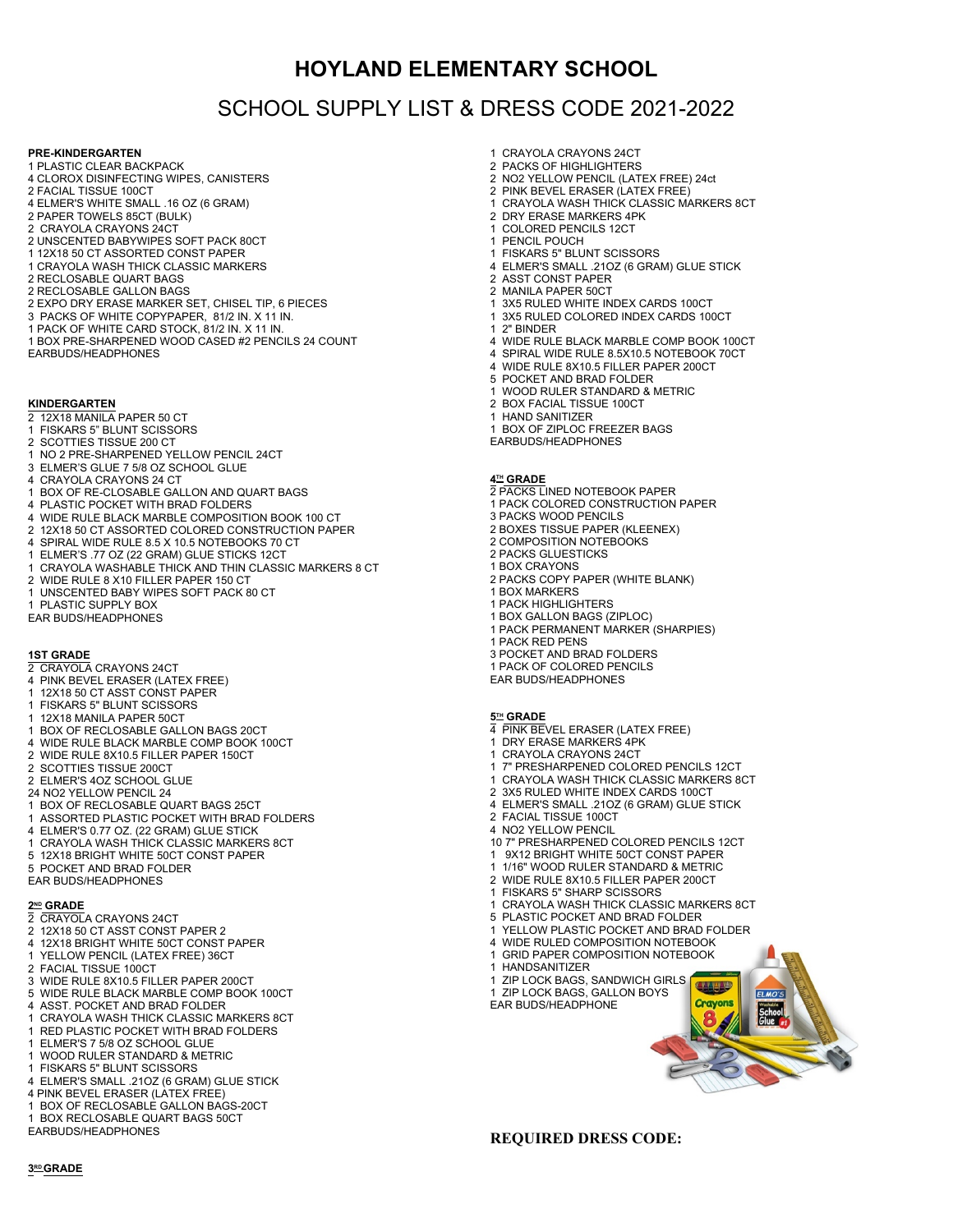# HOYLAND ELEMENTARY SCHOOL

## SCHOOL SUPPLY LIST & DRESS CODE 2021-2022

**PRE-KINDERGARTEN**

1 PLASTIC CLEAR BACKPACK
4 CLOROX DISINFECTING WIPES, CANISTERS
2 FACIAL TISSUE 100CT
4 ELMER'S WHITE SMALL .16 OZ (6 GRAM)
2 PAPER TOWELS 85CT (BULK)
2 CRAYOLA CRAYONS 24CT
2 UNSCENTED BABYWIPES SOFT PACK 80CT
1 12X18 50 CT ASSORTED CONST PAPER
1 CRAYOLA WASH THICK CLASSIC MARKERS
2 RECLOSABLE QUART BAGS
2 RECLOSABLE GALLON BAGS
2 EXPO DRY ERASE MARKER SET, CHISEL TIP, 6 PIECES
3 PACKS OF WHITE COPYPAPER, 81/2 IN. X 11 IN.
1 PACK OF WHITE CARD STOCK, 81/2 IN. X 11 IN.
1 BOX PRE-SHARPENED WOOD CASED #2 PENCILS 24 COUNT
EARBUDS/HEADPHONES

**KINDERGARTEN**

2 12X18 MANILA PAPER 50 CT
1 FISKARS 5" BLUNT SCISSORS
2 SCOTTIES TISSUE 200 CT
1 NO 2 PRE-SHARPENED YELLOW PENCIL 24CT
3 ELMER'S GLUE 7 5/8 OZ SCHOOL GLUE
4 CRAYOLA CRAYONS 24 CT
1 BOX OF RE-CLOSABLE GALLON AND QUART BAGS
4 PLASTIC POCKET WITH BRAD FOLDERS
4 WIDE RULE BLACK MARBLE COMPOSITION BOOK 100 CT
2 12X18 50 CT ASSORTED COLORED CONSTRUCTION PAPER
4 SPIRAL WIDE RULE 8.5 X 10.5 NOTEBOOKS 70 CT
1 ELMER'S .77 OZ (22 GRAM) GLUE STICKS 12CT
1 CRAYOLA WASHABLE THICK AND THIN CLASSIC MARKERS 8 CT
2 WIDE RULE 8 X10 FILLER PAPER 150 CT
1 UNSCENTED BABY WIPES SOFT PACK 80 CT
1 PLASTIC SUPPLY BOX
EAR BUDS/HEADPHONES

**1ST GRADE**

2 CRAYOLA CRAYONS 24CT
4 PINK BEVEL ERASER (LATEX FREE)
1 12X18 50 CT ASST CONST PAPER
1 FISKARS 5" BLUNT SCISSORS
1 12X18 MANILA PAPER 50CT
1 BOX OF RECLOSABLE GALLON BAGS 20CT
4 WIDE RULE BLACK MARBLE COMP BOOK 100CT
2 WIDE RULE 8X10.5 FILLER PAPER 150CT
2 SCOTTIES TISSUE 200CT
2 ELMER'S 4OZ SCHOOL GLUE
24 NO2 YELLOW PENCIL 24
1 BOX OF RECLOSABLE QUART BAGS 25CT
1 ASSORTED PLASTIC POCKET WITH BRAD FOLDERS
4 ELMER'S 0.77 OZ. (22 GRAM) GLUE STICK
1 CRAYOLA WASH THICK CLASSIC MARKERS 8CT
5 12X18 BRIGHT WHITE 50CT CONST PAPER
5 POCKET AND BRAD FOLDER
EAR BUDS/HEADPHONES

**2ND GRADE**

2 CRAYOLA CRAYONS 24CT
2 12X18 50 CT ASST CONST PAPER 2
4 12X18 BRIGHT WHITE 50CT CONST PAPER
1 YELLOW PENCIL (LATEX FREE) 36CT
2 FACIAL TISSUE 100CT
3 WIDE RULE 8X10.5 FILLER PAPER 200CT
5 WIDE RULE BLACK MARBLE COMP BOOK 100CT
4 ASST. POCKET AND BRAD FOLDER
1 CRAYOLA WASH THICK CLASSIC MARKERS 8CT
1 RED PLASTIC POCKET WITH BRAD FOLDERS
1 ELMER'S 7 5/8 OZ SCHOOL GLUE
1 WOOD RULER STANDARD & METRIC
1 FISKARS 5" BLUNT SCISSORS
4 ELMER'S SMALL .21OZ (6 GRAM) GLUE STICK
4 PINK BEVEL ERASER (LATEX FREE)
1 BOX OF RECLOSABLE GALLON BAGS-20CT
1 BOX RECLOSABLE QUART BAGS 50CT
EARBUDS/HEADPHONES

**3RD GRADE**

1 CRAYOLA CRAYONS 24CT
2 PACKS OF HIGHLIGHTERS
2 NO2 YELLOW PENCIL (LATEX FREE) 24ct
2 PINK BEVEL ERASER (LATEX FREE)
1 CRAYOLA WASH THICK CLASSIC MARKERS 8CT
2 DRY ERASE MARKERS 4PK
1 COLORED PENCILS 12CT
1 PENCIL POUCH
1 FISKARS 5" BLUNT SCISSORS
4 ELMER'S SMALL .21OZ (6 GRAM) GLUE STICK
2 ASST CONST PAPER
2 MANILA PAPER 50CT
1 3X5 RULED WHITE INDEX CARDS 100CT
1 3X5 RULED COLORED INDEX CARDS 100CT
1 2" BINDER
4 WIDE RULE BLACK MARBLE COMP BOOK 100CT
4 SPIRAL WIDE RULE 8.5X10.5 NOTEBOOK 70CT
4 WIDE RULE 8X10.5 FILLER PAPER 200CT
5 POCKET AND BRAD FOLDER
1 WOOD RULER STANDARD & METRIC
2 BOX FACIAL TISSUE 100CT
1 HAND SANITIZER
1 BOX OF ZIPLOC FREEZER BAGS
EARBUDS/HEADPHONES

**4TH GRADE**

2 PACKS LINED NOTEBOOK PAPER
1 PACK COLORED CONSTRUCTION PAPER
3 PACKS WOOD PENCILS
2 BOXES TISSUE PAPER (KLEENEX)
2 COMPOSITION NOTEBOOKS
2 PACKS GLUESTICKS
1 BOX CRAYONS
2 PACKS COPY PAPER (WHITE BLANK)
1 BOX MARKERS
1 PACK HIGHLIGHTERS
1 BOX GALLON BAGS (ZIPLOC)
1 PACK PERMANENT MARKER (SHARPIES)
1 PACK RED PENS
3 POCKET AND BRAD FOLDERS
1 PACK OF COLORED PENCILS
EAR BUDS/HEADPHONES

**5TH GRADE**

4 PINK BEVEL ERASER (LATEX FREE)
1 DRY ERASE MARKERS 4PK
1 CRAYOLA CRAYONS 24CT
1 7" PRESHARPENED COLORED PENCILS 12CT
1 CRAYOLA WASH THICK CLASSIC MARKERS 8CT
2 3X5 RULED WHITE INDEX CARDS 100CT
4 ELMER'S SMALL .21OZ (6 GRAM) GLUE STICK
2 FACIAL TISSUE 100CT
4 NO2 YELLOW PENCIL
10 7" PRESHARPENED COLORED PENCILS 12CT
1 9X12 BRIGHT WHITE 50CT CONST PAPER
1 1/16" WOOD RULER STANDARD & METRIC
2 WIDE RULE 8X10.5 FILLER PAPER 200CT
1 FISKARS 5" SHARP SCISSORS
1 CRAYOLA WASH THICK CLASSIC MARKERS 8CT
5 PLASTIC POCKET AND BRAD FOLDER
1 YELLOW PLASTIC POCKET AND BRAD FOLDER
4 WIDE RULED COMPOSITION NOTEBOOK
1 GRID PAPER COMPOSITION NOTEBOOK
1 HANDSANITIZER
1 ZIP LOCK BAGS, SANDWICH GIRLS
1 ZIP LOCK BAGS, GALLON BOYS
EAR BUDS/HEADPHONE

**REQUIRED DRESS CODE:**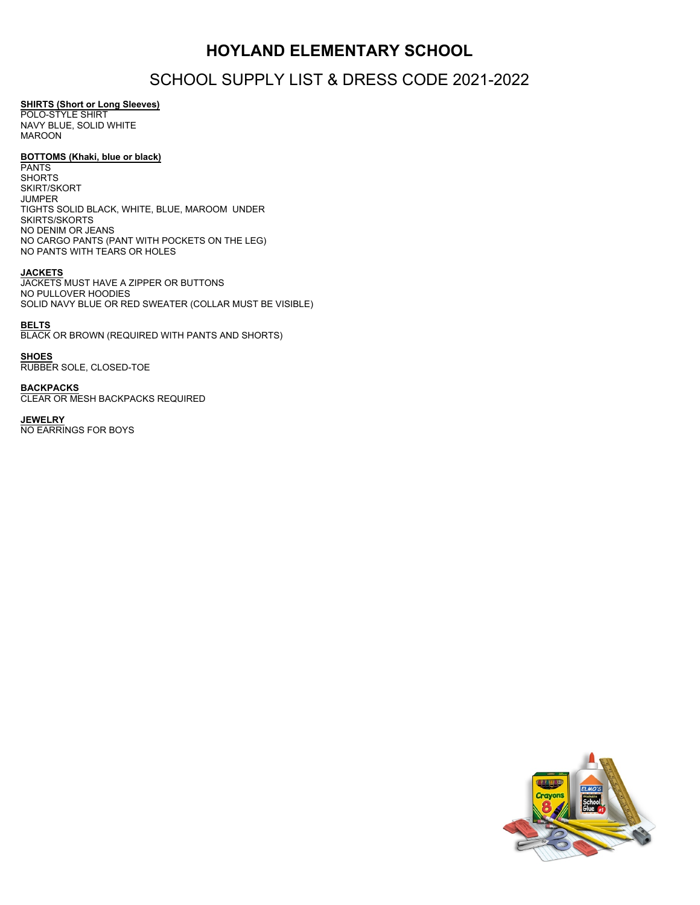# HOYLAND ELEMENTARY SCHOOL

## SCHOOL SUPPLY LIST & DRESS CODE 2021-2022

**SHIRTS (Short or Long Sleeves)**
POLO-STYLE SHIRT
NAVY BLUE, SOLID WHITE
MAROON

**BOTTOMS (Khaki, blue or black)**
PANTS
SHORTS
SKIRT/SKORT
JUMPER
TIGHTS SOLID BLACK, WHITE, BLUE, MAROOM UNDER SKIRTS/SKORTS
NO DENIM OR JEANS
NO CARGO PANTS (PANT WITH POCKETS ON THE LEG)
NO PANTS WITH TEARS OR HOLES

**JACKETS**
JACKETS MUST HAVE A ZIPPER OR BUTTONS
NO PULLOVER HOODIES
SOLID NAVY BLUE OR RED SWEATER (COLLAR MUST BE VISIBLE)

**BELTS**
BLACK OR BROWN (REQUIRED WITH PANTS AND SHORTS)

**SHOES**
RUBBER SOLE, CLOSED-TOE

**BACKPACKS**
CLEAR OR MESH BACKPACKS REQUIRED

**JEWELRY**
NO EARRINGS FOR BOYS